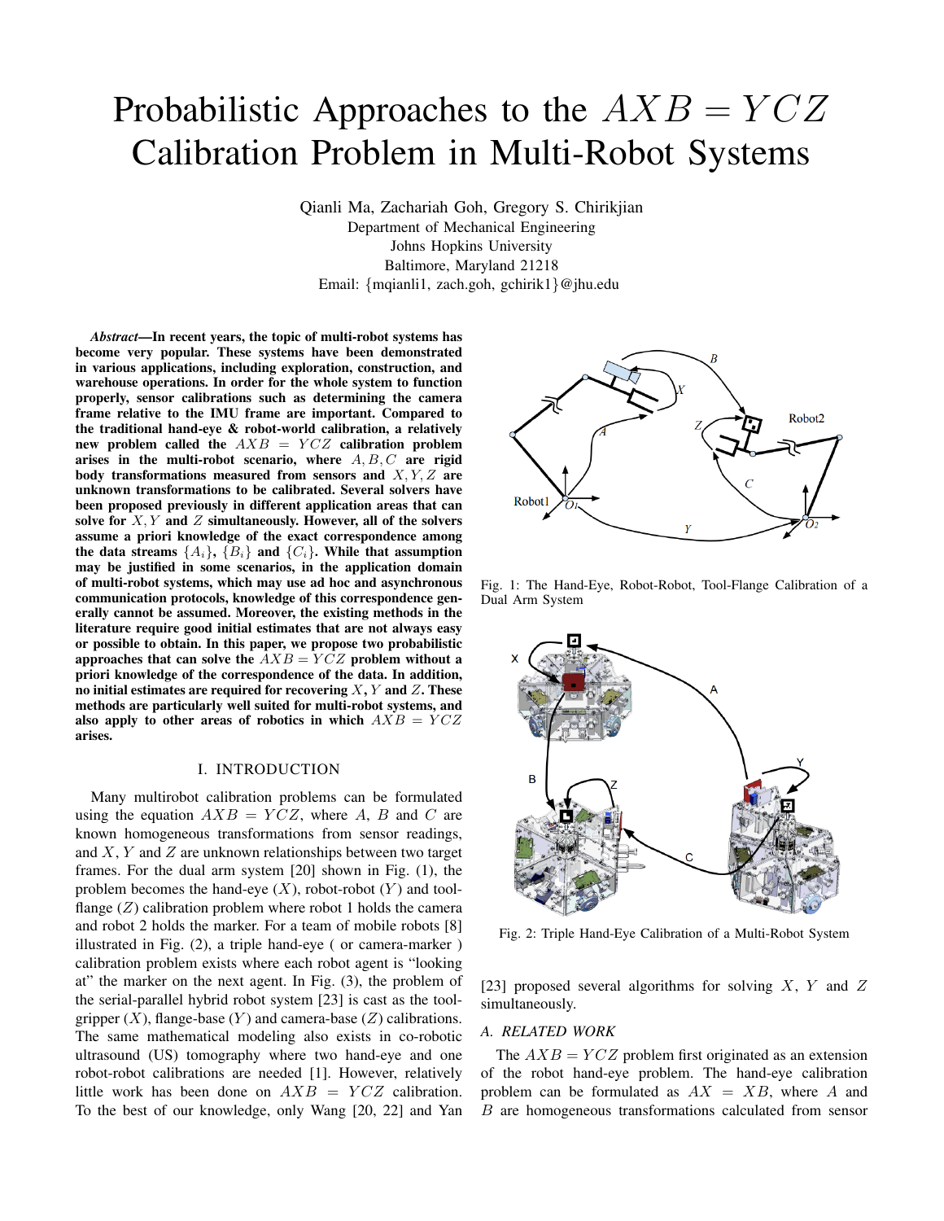# Probabilistic Approaches to the $AXB = YCZ$ Calibration Problem in Multi-Robot Systems

Qianli Ma, Zachariah Goh, Gregory S. Chirikjian
Department of Mechanical Engineering
Johns Hopkins University
Baltimore, Maryland 21218
Email: {mqianli1, zach.goh, gchirik1}@jhu.edu

***Abstract*—In recent years, the topic of multi-robot systems has become very popular. These systems have been demonstrated in various applications, including exploration, construction, and warehouse operations. In order for the whole system to function properly, sensor calibrations such as determining the camera frame relative to the IMU frame are important. Compared to the traditional hand-eye & robot-world calibration, a relatively new problem called the $AXB = YCZ$ calibration problem arises in the multi-robot scenario, where $A, B, C$ are rigid body transformations measured from sensors and $X, Y, Z$ are unknown transformations to be calibrated. Several solvers have been proposed previously in different application areas that can solve for $X, Y$ and $Z$ simultaneously. However, all of the solvers assume a priori knowledge of the exact correspondence among the data streams $\{A_i\}$, $\{B_i\}$ and $\{C_i\}$. While that assumption may be justified in some scenarios, in the application domain of multi-robot systems, which may use ad hoc and asynchronous communication protocols, knowledge of this correspondence generally cannot be assumed. Moreover, the existing methods in the literature require good initial estimates that are not always easy or possible to obtain. In this paper, we propose two probabilistic approaches that can solve the $AXB = YCZ$ problem without a priori knowledge of the correspondence of the data. In addition, no initial estimates are required for recovering $X$, $Y$ and $Z$. These methods are particularly well suited for multi-robot systems, and also apply to other areas of robotics in which $AXB = YCZ$ arises.**

## I. INTRODUCTION

Many multirobot calibration problems can be formulated using the equation $AXB = YCZ$, where $A$, $B$ and $C$ are known homogeneous transformations from sensor readings, and $X$, $Y$ and $Z$ are unknown relationships between two target frames. For the dual arm system [20] shown in Fig. (1), the problem becomes the hand-eye ($X$), robot-robot ($Y$) and tool-flange ($Z$) calibration problem where robot 1 holds the camera and robot 2 holds the marker. For a team of mobile robots [8] illustrated in Fig. (2), a triple hand-eye ( or camera-marker ) calibration problem exists where each robot agent is "looking at" the marker on the next agent. In Fig. (3), the problem of the serial-parallel hybrid robot system [23] is cast as the tool-gripper ($X$), flange-base ($Y$) and camera-base ($Z$) calibrations. The same mathematical modeling also exists in co-robotic ultrasound (US) tomography where two hand-eye and one robot-robot calibrations are needed [1]. However, relatively little work has been done on $AXB = YCZ$ calibration. To the best of our knowledge, only Wang [20, 22] and Yan [23] proposed several algorithms for solving $X$, $Y$ and $Z$ simultaneously.

Fig. 1: The Hand-Eye, Robot-Robot, Tool-Flange Calibration of a Dual Arm System

Fig. 2: Triple Hand-Eye Calibration of a Multi-Robot System

### A. RELATED WORK

The $AXB = YCZ$ problem first originated as an extension of the robot hand-eye problem. The hand-eye calibration problem can be formulated as $AX = XB$, where $A$ and $B$ are homogeneous transformations calculated from sensor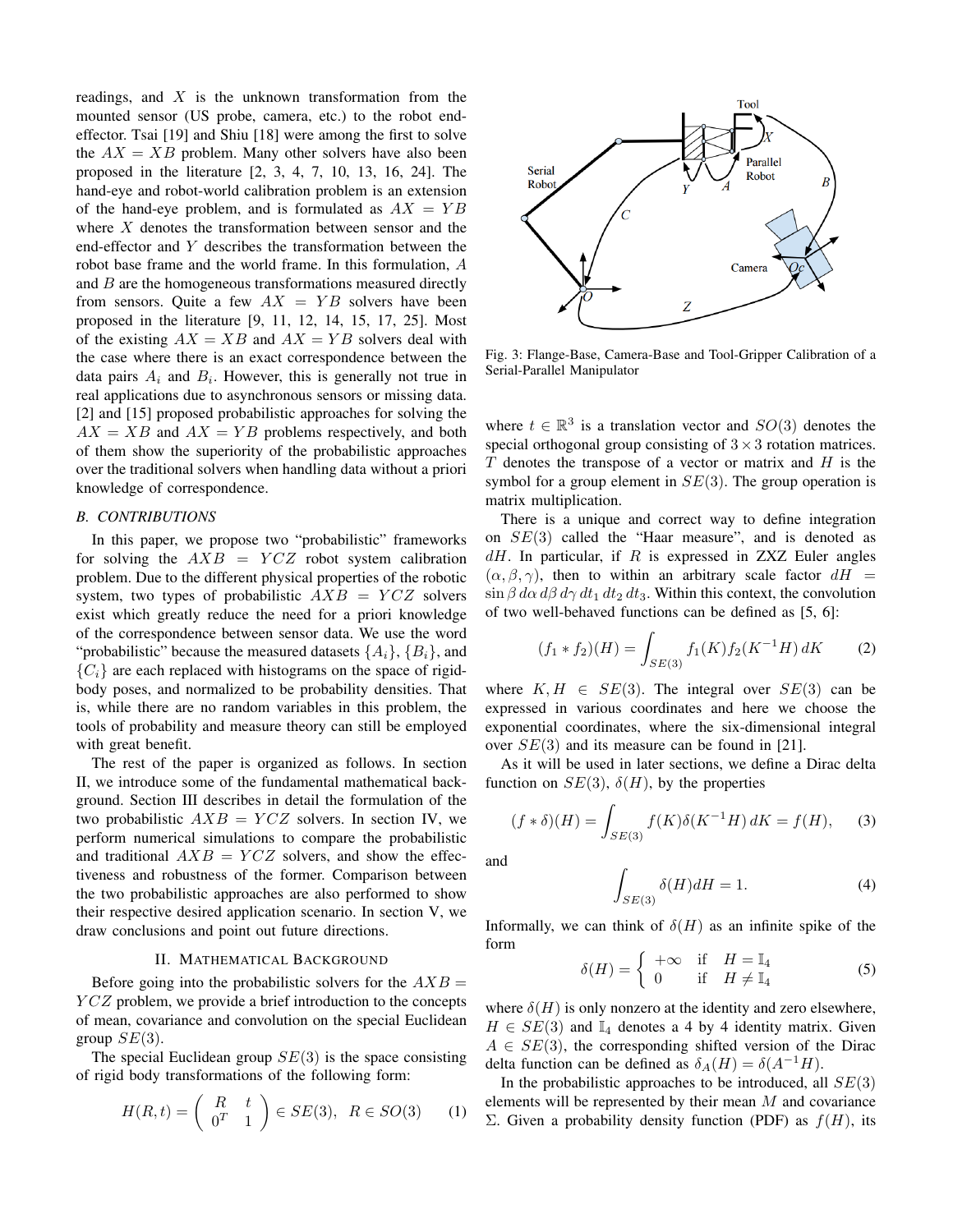readings, and $X$ is the unknown transformation from the mounted sensor (US probe, camera, etc.) to the robot end-effector. Tsai [19] and Shiu [18] were among the first to solve the $AX = XB$ problem. Many other solvers have also been proposed in the literature [2, 3, 4, 7, 10, 13, 16, 24]. The hand-eye and robot-world calibration problem is an extension of the hand-eye problem, and is formulated as $AX = YB$ where $X$ denotes the transformation between sensor and the end-effector and $Y$ describes the transformation between the robot base frame and the world frame. In this formulation, $A$ and $B$ are the homogeneous transformations measured directly from sensors. Quite a few $AX = YB$ solvers have been proposed in the literature [9, 11, 12, 14, 15, 17, 25]. Most of the existing $AX = XB$ and $AX = YB$ solvers deal with the case where there is an exact correspondence between the data pairs $A_i$ and $B_i$. However, this is generally not true in real applications due to asynchronous sensors or missing data. [2] and [15] proposed probabilistic approaches for solving the $AX = XB$ and $AX = YB$ problems respectively, and both of them show the superiority of the probabilistic approaches over the traditional solvers when handling data without a priori knowledge of correspondence.

### B. CONTRIBUTIONS

In this paper, we propose two "probabilistic" frameworks for solving the $AXB = YCZ$ robot system calibration problem. Due to the different physical properties of the robotic system, two types of probabilistic $AXB = YCZ$ solvers exist which greatly reduce the need for a priori knowledge of the correspondence between sensor data. We use the word "probabilistic" because the measured datasets $\{A_i\}$, $\{B_i\}$, and $\{C_i\}$ are each replaced with histograms on the space of rigid-body poses, and normalized to be probability densities. That is, while there are no random variables in this problem, the tools of probability and measure theory can still be employed with great benefit.

The rest of the paper is organized as follows. In section II, we introduce some of the fundamental mathematical background. Section III describes in detail the formulation of the two probabilistic $AXB = YCZ$ solvers. In section IV, we perform numerical simulations to compare the probabilistic and traditional $AXB = YCZ$ solvers, and show the effectiveness and robustness of the former. Comparison between the two probabilistic approaches are also performed to show their respective desired application scenario. In section V, we draw conclusions and point out future directions.

## II. MATHEMATICAL BACKGROUND

Before going into the probabilistic solvers for the $AXB = YCZ$ problem, we provide a brief introduction to the concepts of mean, covariance and convolution on the special Euclidean group $SE(3)$.

The special Euclidean group $SE(3)$ is the space consisting of rigid body transformations of the following form:

$$H(R, t) = \begin{pmatrix} R & t \\ 0^T & 1 \end{pmatrix} \in SE(3), \quad R \in SO(3) \tag{1}$$

Fig. 3: Flange-Base, Camera-Base and Tool-Gripper Calibration of a Serial-Parallel Manipulator

where $t \in \mathbb{R}^3$ is a translation vector and $SO(3)$ denotes the special orthogonal group consisting of $3 \times 3$ rotation matrices. $T$ denotes the transpose of a vector or matrix and $H$ is the symbol for a group element in $SE(3)$. The group operation is matrix multiplication.

There is a unique and correct way to define integration on $SE(3)$ called the "Haar measure", and is denoted as $dH$. In particular, if $R$ is expressed in ZXZ Euler angles $(\alpha, \beta, \gamma)$, then to within an arbitrary scale factor $dH = \sin\beta \, d\alpha \, d\beta \, d\gamma \, dt_1 \, dt_2 \, dt_3$. Within this context, the convolution of two well-behaved functions can be defined as [5, 6]:

$$(f_1 * f_2)(H) = \int_{SE(3)} f_1(K) f_2(K^{-1}H) \, dK \tag{2}$$

where $K, H \in SE(3)$. The integral over $SE(3)$ can be expressed in various coordinates and here we choose the exponential coordinates, where the six-dimensional integral over $SE(3)$ and its measure can be found in [21].

As it will be used in later sections, we define a Dirac delta function on $SE(3)$, $\delta(H)$, by the properties

$$(f * \delta)(H) = \int_{SE(3)} f(K) \delta(K^{-1}H) \, dK = f(H), \tag{3}$$

and

$$\int_{SE(3)} \delta(H) dH = 1. \tag{4}$$

Informally, we can think of $\delta(H)$ as an infinite spike of the form

$$\delta(H) = \begin{cases} +\infty & \text{if} \quad H = \mathbb{I}_4 \\ 0 & \text{if} \quad H \neq \mathbb{I}_4 \end{cases} \tag{5}$$

where $\delta(H)$ is only nonzero at the identity and zero elsewhere, $H \in SE(3)$ and $\mathbb{I}_4$ denotes a 4 by 4 identity matrix. Given $A \in SE(3)$, the corresponding shifted version of the Dirac delta function can be defined as $\delta_A(H) = \delta(A^{-1}H)$.

In the probabilistic approaches to be introduced, all $SE(3)$ elements will be represented by their mean $M$ and covariance $\Sigma$. Given a probability density function (PDF) as $f(H)$, its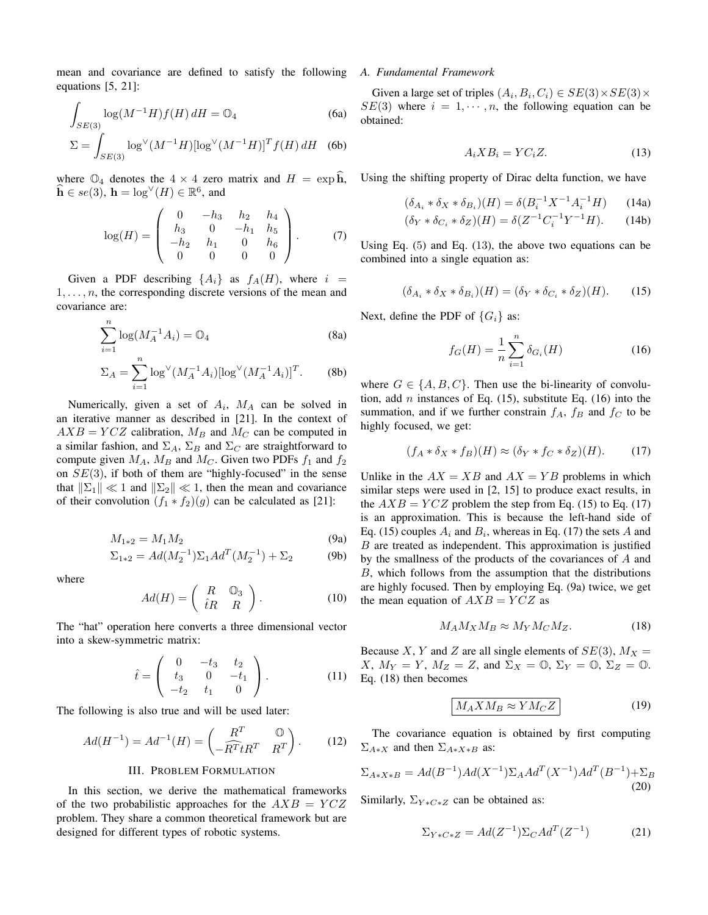mean and covariance are defined to satisfy the following equations [5, 21]:

$$\int_{SE(3)} \log(M^{-1}H) f(H)\, dH = \mathbb{O}_4 \tag{6a}$$

$$\Sigma = \int_{SE(3)} \log^{\vee}(M^{-1}H)[\log^{\vee}(M^{-1}H)]^T f(H)\, dH \tag{6b}$$

where $\mathbb{O}_4$ denotes the $4 \times 4$ zero matrix and $H = \exp \widehat{\mathbf{h}}$, $\widehat{\mathbf{h}} \in se(3)$, $\mathbf{h} = \log^{\vee}(H) \in \mathbb{R}^6$, and

$$\log(H) = \begin{pmatrix} 0 & -h_3 & h_2 & h_4 \\ h_3 & 0 & -h_1 & h_5 \\ -h_2 & h_1 & 0 & h_6 \\ 0 & 0 & 0 & 0 \end{pmatrix}. \tag{7}$$

Given a PDF describing $\{A_i\}$ as $f_A(H)$, where $i = 1, \ldots, n$, the corresponding discrete versions of the mean and covariance are:

$$\sum_{i=1}^{n} \log(M_A^{-1} A_i) = \mathbb{O}_4 \tag{8a}$$

$$\Sigma_A = \sum_{i=1}^{n} \log^{\vee}(M_A^{-1}A_i)[\log^{\vee}(M_A^{-1}A_i)]^T. \tag{8b}$$

Numerically, given a set of $A_i$, $M_A$ can be solved in an iterative manner as described in [21]. In the context of $AXB = YCZ$ calibration, $M_B$ and $M_C$ can be computed in a similar fashion, and $\Sigma_A$, $\Sigma_B$ and $\Sigma_C$ are straightforward to compute given $M_A$, $M_B$ and $M_C$. Given two PDFs $f_1$ and $f_2$ on $SE(3)$, if both of them are "highly-focused" in the sense that $\|\Sigma_1\| \ll 1$ and $\|\Sigma_2\| \ll 1$, then the mean and covariance of their convolution $(f_1 * f_2)(g)$ can be calculated as [21]:

$$M_{1*2} = M_1 M_2 \tag{9a}$$

$$\Sigma_{1*2} = Ad(M_2^{-1})\Sigma_1 Ad^T(M_2^{-1}) + \Sigma_2 \tag{9b}$$

where

$$Ad(H) = \begin{pmatrix} R & \mathbb{O}_3 \\ \hat{t}R & R \end{pmatrix}. \tag{10}$$

The "hat" operation here converts a three dimensional vector into a skew-symmetric matrix:

$$\hat{t} = \begin{pmatrix} 0 & -t_3 & t_2 \\ t_3 & 0 & -t_1 \\ -t_2 & t_1 & 0 \end{pmatrix}. \tag{11}$$

The following is also true and will be used later:

$$Ad(H^{-1}) = Ad^{-1}(H) = \begin{pmatrix} R^T & \mathbb{O} \\ -\widehat{R^T t}R^T & R^T \end{pmatrix}. \tag{12}$$

## III. Problem Formulation

In this section, we derive the mathematical frameworks of the two probabilistic approaches for the $AXB = YCZ$ problem. They share a common theoretical framework but are designed for different types of robotic systems.

### A. Fundamental Framework

Given a large set of triples $(A_i, B_i, C_i) \in SE(3) \times SE(3) \times SE(3)$ where $i = 1, \cdots, n$, the following equation can be obtained:

$$A_i X B_i = Y C_i Z. \tag{13}$$

Using the shifting property of Dirac delta function, we have

$$(\delta_{A_i} * \delta_X * \delta_{B_i})(H) = \delta(B_i^{-1} X^{-1} A_i^{-1} H) \tag{14a}$$

$$(\delta_Y * \delta_{C_i} * \delta_Z)(H) = \delta(Z^{-1} C_i^{-1} Y^{-1} H). \tag{14b}$$

Using Eq. (5) and Eq. (13), the above two equations can be combined into a single equation as:

$$(\delta_{A_i} * \delta_X * \delta_{B_i})(H) = (\delta_Y * \delta_{C_i} * \delta_Z)(H). \tag{15}$$

Next, define the PDF of $\{G_i\}$ as:

$$f_G(H) = \frac{1}{n}\sum_{i=1}^{n} \delta_{G_i}(H) \tag{16}$$

where $G \in \{A, B, C\}$. Then use the bi-linearity of convolution, add $n$ instances of Eq. (15), substitute Eq. (16) into the summation, and if we further constrain $f_A$, $f_B$ and $f_C$ to be highly focused, we get:

$$(f_A * \delta_X * f_B)(H) \approx (\delta_Y * f_C * \delta_Z)(H). \tag{17}$$

Unlike in the $AX = XB$ and $AX = YB$ problems in which similar steps were used in [2, 15] to produce exact results, in the $AXB = YCZ$ problem the step from Eq. (15) to Eq. (17) is an approximation. This is because the left-hand side of Eq. (15) couples $A_i$ and $B_i$, whereas in Eq. (17) the sets $A$ and $B$ are treated as independent. This approximation is justified by the smallness of the products of the covariances of $A$ and $B$, which follows from the assumption that the distributions are highly focused. Then by employing Eq. (9a) twice, we get the mean equation of $AXB = YCZ$ as

$$M_A M_X M_B \approx M_Y M_C M_Z. \tag{18}$$

Because $X$, $Y$ and $Z$ are all single elements of $SE(3)$, $M_X = X$, $M_Y = Y$, $M_Z = Z$, and $\Sigma_X = \mathbb{O}$, $\Sigma_Y = \mathbb{O}$, $\Sigma_Z = \mathbb{O}$. Eq. (18) then becomes

$$\boxed{M_A X M_B \approx Y M_C Z} \tag{19}$$

The covariance equation is obtained by first computing $\Sigma_{A*X}$ and then $\Sigma_{A*X*B}$ as:

$$\Sigma_{A*X*B} = Ad(B^{-1})Ad(X^{-1})\Sigma_A Ad^T(X^{-1})Ad^T(B^{-1}) + \Sigma_B \tag{20}$$

Similarly, $\Sigma_{Y*C*Z}$ can be obtained as:

$$\Sigma_{Y*C*Z} = Ad(Z^{-1})\Sigma_C Ad^T(Z^{-1}) \tag{21}$$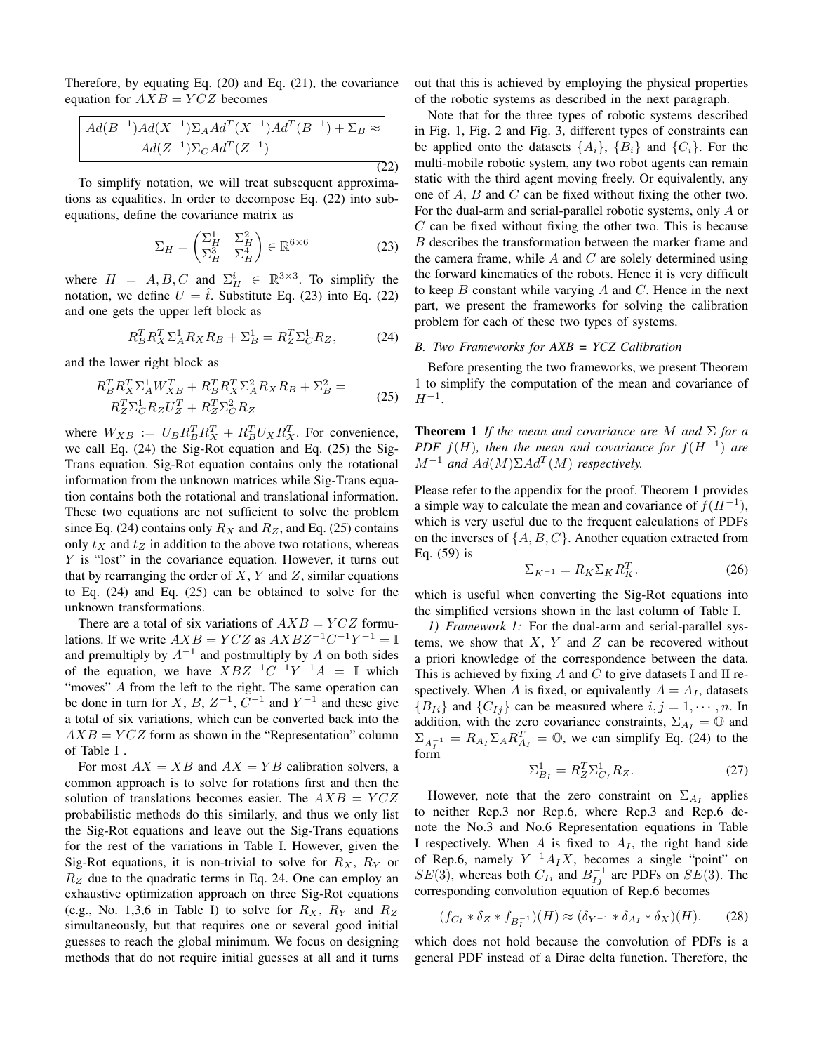Therefore, by equating Eq. (20) and Eq. (21), the covariance equation for $AXB = YCZ$ becomes

$$\boxed{\begin{aligned} Ad(B^{-1})Ad(X^{-1})\Sigma_A Ad^T(X^{-1})Ad^T(B^{-1}) + \Sigma_B \approx \\ Ad(Z^{-1})\Sigma_C Ad^T(Z^{-1}) \end{aligned}} \tag{22}$$

To simplify notation, we will treat subsequent approximations as equalities. In order to decompose Eq. (22) into sub-equations, define the covariance matrix as

$$\Sigma_H = \begin{pmatrix} \Sigma_H^1 & \Sigma_H^2 \\ \Sigma_H^3 & \Sigma_H^4 \end{pmatrix} \in \mathbb{R}^{6\times 6} \tag{23}$$

where $H = A, B, C$ and $\Sigma_H^i \in \mathbb{R}^{3\times 3}$. To simplify the notation, we define $U = \hat{t}$. Substitute Eq. (23) into Eq. (22) and one gets the upper left block as

$$R_B^T R_X^T \Sigma_A^1 R_X R_B + \Sigma_B^1 = R_Z^T \Sigma_C^1 R_Z, \tag{24}$$

and the lower right block as

$$\begin{aligned} R_B^T R_X^T \Sigma_A^1 W_{XB}^T + R_B^T R_X^T \Sigma_A^2 R_X R_B + \Sigma_B^2 = \\ R_Z^T \Sigma_C^1 R_Z U_Z^T + R_Z^T \Sigma_C^2 R_Z \end{aligned} \tag{25}$$

where $W_{XB} := U_B R_B^T R_X^T + R_B^T U_X R_X^T$. For convenience, we call Eq. (24) the Sig-Rot equation and Eq. (25) the Sig-Trans equation. Sig-Rot equation contains only the rotational information from the unknown matrices while Sig-Trans equation contains both the rotational and translational information. These two equations are not sufficient to solve the problem since Eq. (24) contains only $R_X$ and $R_Z$, and Eq. (25) contains only $t_X$ and $t_Z$ in addition to the above two rotations, whereas $Y$ is "lost" in the covariance equation. However, it turns out that by rearranging the order of $X$, $Y$ and $Z$, similar equations to Eq. (24) and Eq. (25) can be obtained to solve for the unknown transformations.

There are a total of six variations of $AXB = YCZ$ formulations. If we write $AXB = YCZ$ as $AXBZ^{-1}C^{-1}Y^{-1} = \mathbb{I}$ and premultiply by $A^{-1}$ and postmultiply by $A$ on both sides of the equation, we have $XBZ^{-1}C^{-1}Y^{-1}A = \mathbb{I}$ which "moves" $A$ from the left to the right. The same operation can be done in turn for $X$, $B$, $Z^{-1}$, $C^{-1}$ and $Y^{-1}$ and these give a total of six variations, which can be converted back into the $AXB = YCZ$ form as shown in the "Representation" column of Table I .

For most $AX = XB$ and $AX = YB$ calibration solvers, a common approach is to solve for rotations first and then the solution of translations becomes easier. The $AXB = YCZ$ probabilistic methods do this similarly, and thus we only list the Sig-Rot equations and leave out the Sig-Trans equations for the rest of the variations in Table I. However, given the Sig-Rot equations, it is non-trivial to solve for $R_X$, $R_Y$ or $R_Z$ due to the quadratic terms in Eq. 24. One can employ an exhaustive optimization approach on three Sig-Rot equations (e.g., No. 1,3,6 in Table I) to solve for $R_X$, $R_Y$ and $R_Z$ simultaneously, but that requires one or several good initial guesses to reach the global minimum. We focus on designing methods that do not require initial guesses at all and it turns out that this is achieved by employing the physical properties of the robotic systems as described in the next paragraph.

Note that for the three types of robotic systems described in Fig. 1, Fig. 2 and Fig. 3, different types of constraints can be applied onto the datasets $\{A_i\}$, $\{B_i\}$ and $\{C_i\}$. For the multi-mobile robot system, any two robot agents can remain static with the third agent moving freely. Or equivalently, any one of $A$, $B$ and $C$ can be fixed without fixing the other two. For the dual-arm and serial-parallel robotic systems, only $A$ or $C$ can be fixed without fixing the other two. This is because $B$ describes the transformation between the marker frame and the camera frame, while $A$ and $C$ are solely determined using the forward kinematics of the robots. Hence it is very difficult to keep $B$ constant while varying $A$ and $C$. Hence in the next part, we present the frameworks for solving the calibration problem for each of these two types of systems.

### B. Two Frameworks for AXB = YCZ Calibration

Before presenting the two frameworks, we present Theorem 1 to simplify the computation of the mean and covariance of $H^{-1}$.

**Theorem 1** *If the mean and covariance are $M$ and $\Sigma$ for a PDF $f(H)$, then the mean and covariance for $f(H^{-1})$ are $M^{-1}$ and $Ad(M)\Sigma Ad^T(M)$ respectively.*

Please refer to the appendix for the proof. Theorem 1 provides a simple way to calculate the mean and covariance of $f(H^{-1})$, which is very useful due to the frequent calculations of PDFs on the inverses of $\{A, B, C\}$. Another equation extracted from Eq. (59) is

$$\Sigma_{K^{-1}} = R_K \Sigma_K R_K^T. \tag{26}$$

which is useful when converting the Sig-Rot equations into the simplified versions shown in the last column of Table I.

*1) Framework 1:* For the dual-arm and serial-parallel systems, we show that $X$, $Y$ and $Z$ can be recovered without a priori knowledge of the correspondence between the data. This is achieved by fixing $A$ and $C$ to give datasets I and II respectively. When $A$ is fixed, or equivalently $A = A_I$, datasets $\{B_{Ii}\}$ and $\{C_{Ij}\}$ can be measured where $i, j = 1, \cdots, n$. In addition, with the zero covariance constraints, $\Sigma_{A_I} = \mathbb{O}$ and $\Sigma_{A_I^{-1}} = R_{A_I}\Sigma_A R_{A_I}^T = \mathbb{O}$, we can simplify Eq. (24) to the form

$$\Sigma_{B_I}^1 = R_Z^T \Sigma_{C_I}^1 R_Z. \tag{27}$$

However, note that the zero constraint on $\Sigma_{A_I}$ applies to neither Rep.3 nor Rep.6, where Rep.3 and Rep.6 denote the No.3 and No.6 Representation equations in Table I respectively. When $A$ is fixed to $A_I$, the right hand side of Rep.6, namely $Y^{-1}A_I X$, becomes a single "point" on $SE(3)$, whereas both $C_{Ii}$ and $B_{Ij}^{-1}$ are PDFs on $SE(3)$. The corresponding convolution equation of Rep.6 becomes

$$(f_{C_I} * \delta_Z * f_{B_I^{-1}})(H) \approx (\delta_{Y^{-1}} * \delta_{A_I} * \delta_X)(H). \tag{28}$$

which does not hold because the convolution of PDFs is a general PDF instead of a Dirac delta function. Therefore, the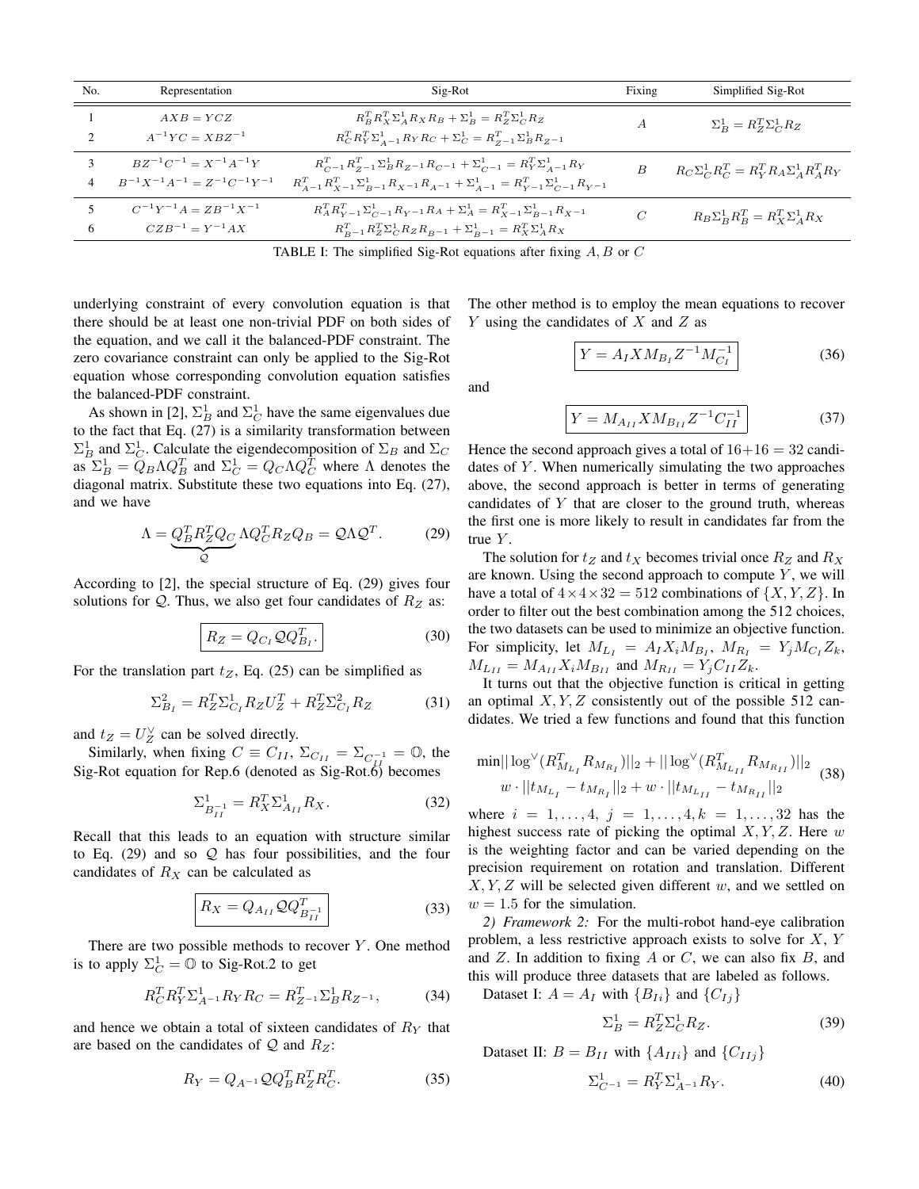| No. | Representation | Sig-Rot | Fixing | Simplified Sig-Rot |
|---|---|---|---|---|
| 1 | $AXB = YCZ$ | $R_B^T R_X^T \Sigma_A^1 R_X R_B + \Sigma_B^1 = R_Z^T \Sigma_C^1 R_Z$ | $A$ | $\Sigma_B^1 = R_Z^T \Sigma_C^1 R_Z$ |
| 2 | $A^{-1}YC = XBZ^{-1}$ | $R_C^T R_Y^T \Sigma_{A^{-1}}^1 R_Y R_C + \Sigma_C^1 = R_{Z^{-1}}^T \Sigma_B^1 R_{Z^{-1}}$ | | |
| 3 | $BZ^{-1}C^{-1} = X^{-1}A^{-1}Y$ | $R_{C^{-1}}^T R_{Z^{-1}}^T \Sigma_B^1 R_{Z^{-1}} R_{C^{-1}} + \Sigma_{C^{-1}}^1 = R_Y^T \Sigma_{A^{-1}}^1 R_Y$ | $B$ | $R_C \Sigma_C^1 R_C^T = R_Y^T R_A \Sigma_A^1 R_A^T R_Y$ |
| 4 | $B^{-1}X^{-1}A^{-1} = Z^{-1}C^{-1}Y^{-1}$ | $R_{A^{-1}}^T R_{X^{-1}}^T \Sigma_{B^{-1}}^1 R_{X^{-1}} R_{A^{-1}} + \Sigma_{A^{-1}}^1 = R_{Y^{-1}}^T \Sigma_{C^{-1}}^1 R_{Y^{-1}}$ | | |
| 5 | $C^{-1}Y^{-1}A = ZB^{-1}X^{-1}$ | $R_A^T R_{Y^{-1}}^T \Sigma_{C^{-1}}^1 R_{Y^{-1}} R_A + \Sigma_A^1 = R_{X^{-1}}^T \Sigma_{B^{-1}}^1 R_{X^{-1}}$ | $C$ | $R_B \Sigma_B^1 R_B^T = R_X^T \Sigma_A^1 R_X$ |
| 6 | $CZB^{-1} = Y^{-1}AX$ | $R_{B^{-1}}^T R_Z^T \Sigma_C^1 R_Z R_{B^{-1}} + \Sigma_{B^{-1}}^1 = R_X^T \Sigma_A^1 R_X$ | | |

TABLE I: The simplified Sig-Rot equations after fixing $A, B$ or $C$

underlying constraint of every convolution equation is that there should be at least one non-trivial PDF on both sides of the equation, and we call it the balanced-PDF constraint. The zero covariance constraint can only be applied to the Sig-Rot equation whose corresponding convolution equation satisfies the balanced-PDF constraint.

As shown in [2], $\Sigma_B^1$ and $\Sigma_C^1$ have the same eigenvalues due to the fact that Eq. (27) is a similarity transformation between $\Sigma_B^1$ and $\Sigma_C^1$. Calculate the eigendecomposition of $\Sigma_B$ and $\Sigma_C$ as $\Sigma_B^1 = Q_B \Lambda Q_B^T$ and $\Sigma_C^1 = Q_C \Lambda Q_C^T$ where $\Lambda$ denotes the diagonal matrix. Substitute these two equations into Eq. (27), and we have

$$\Lambda = \underbrace{Q_B^T R_Z^T Q_C}_{\mathcal{Q}} \Lambda Q_C^T R_Z Q_B = \mathcal{Q} \Lambda \mathcal{Q}^T. \tag{29}$$

According to [2], the special structure of Eq. (29) gives four solutions for $\mathcal{Q}$. Thus, we also get four candidates of $R_Z$ as:

$$\boxed{R_Z = Q_{C_I} \mathcal{Q} Q_{B_I}^T.} \tag{30}$$

For the translation part $t_Z$, Eq. (25) can be simplified as

$$\Sigma_{B_I}^2 = R_Z^T \Sigma_{C_I}^1 R_Z U_Z^T + R_Z^T \Sigma_{C_I}^2 R_Z \tag{31}$$

and $t_Z = U_Z^\vee$ can be solved directly.

Similarly, when fixing $C \equiv C_{II}$, $\Sigma_{C_{II}} = \Sigma_{C_{II}^{-1}} = \mathbb{O}$, the Sig-Rot equation for Rep.6 (denoted as Sig-Rot.6) becomes

$$\Sigma_{B_{II}^{-1}}^1 = R_X^T \Sigma_{A_{II}}^1 R_X. \tag{32}$$

Recall that this leads to an equation with structure similar to Eq. (29) and so $\mathcal{Q}$ has four possibilities, and the four candidates of $R_X$ can be calculated as

$$\boxed{R_X = Q_{A_{II}} \mathcal{Q} Q_{B_{II}^{-1}}^T} \tag{33}$$

There are two possible methods to recover $Y$. One method is to apply $\Sigma_C^1 = \mathbb{O}$ to Sig-Rot.2 to get

$$R_C^T R_Y^T \Sigma_{A^{-1}}^1 R_Y R_C = R_{Z^{-1}}^T \Sigma_B^1 R_{Z^{-1}}, \tag{34}$$

and hence we obtain a total of sixteen candidates of $R_Y$ that are based on the candidates of $\mathcal{Q}$ and $R_Z$:

$$R_Y = Q_{A^{-1}} \mathcal{Q} Q_B^T R_Z^T R_C^T. \tag{35}$$

The other method is to employ the mean equations to recover $Y$ using the candidates of $X$ and $Z$ as

$$\boxed{Y = A_I X M_{B_I} Z^{-1} M_{C_I}^{-1}} \tag{36}$$

and

$$\boxed{Y = M_{A_{II}} X M_{B_{II}} Z^{-1} C_{II}^{-1}} \tag{37}$$

Hence the second approach gives a total of $16+16 = 32$ candidates of $Y$. When numerically simulating the two approaches above, the second approach is better in terms of generating candidates of $Y$ that are closer to the ground truth, whereas the first one is more likely to result in candidates far from the true $Y$.

The solution for $t_Z$ and $t_X$ becomes trivial once $R_Z$ and $R_X$ are known. Using the second approach to compute $Y$, we will have a total of $4 \times 4 \times 32 = 512$ combinations of $\{X, Y, Z\}$. In order to filter out the best combination among the 512 choices, the two datasets can be used to minimize an objective function. For simplicity, let $M_{L_I} = A_I X_i M_{B_I}$, $M_{R_I} = Y_j M_{C_I} Z_k$, $M_{L_{II}} = M_{A_{II}} X_i M_{B_{II}}$ and $M_{R_{II}} = Y_j C_{II} Z_k$.

It turns out that the objective function is critical in getting an optimal $X, Y, Z$ consistently out of the possible 512 candidates. We tried a few functions and found that this function

$$\begin{gathered} \min ||\log^\vee(R_{M_{L_I}}^T R_{M_{R_I}})||_2 + ||\log^\vee(R_{M_{L_{II}}}^T R_{M_{R_{II}}})||_2 \\ w \cdot ||t_{M_{L_I}} - t_{M_{R_I}}||_2 + w \cdot ||t_{M_{L_{II}}} - t_{M_{R_{II}}}||_2 \end{gathered} \tag{38}$$

where $i = 1, \ldots, 4$, $j = 1, \ldots, 4$, $k = 1, \ldots, 32$ has the highest success rate of picking the optimal $X, Y, Z$. Here $w$ is the weighting factor and can be varied depending on the precision requirement on rotation and translation. Different $X, Y, Z$ will be selected given different $w$, and we settled on $w = 1.5$ for the simulation.

*2) Framework 2:* For the multi-robot hand-eye calibration problem, a less restrictive approach exists to solve for $X$, $Y$ and $Z$. In addition to fixing $A$ or $C$, we can also fix $B$, and this will produce three datasets that are labeled as follows.

Dataset I: $A = A_I$ with $\{B_{Ii}\}$ and $\{C_{Ij}\}$

$$\Sigma_B^1 = R_Z^T \Sigma_C^1 R_Z. \tag{39}$$

Dataset II: $B = B_{II}$ with $\{A_{IIi}\}$ and $\{C_{IIj}\}$

$$\Sigma_{C^{-1}}^1 = R_Y^T \Sigma_{A^{-1}}^1 R_Y. \tag{40}$$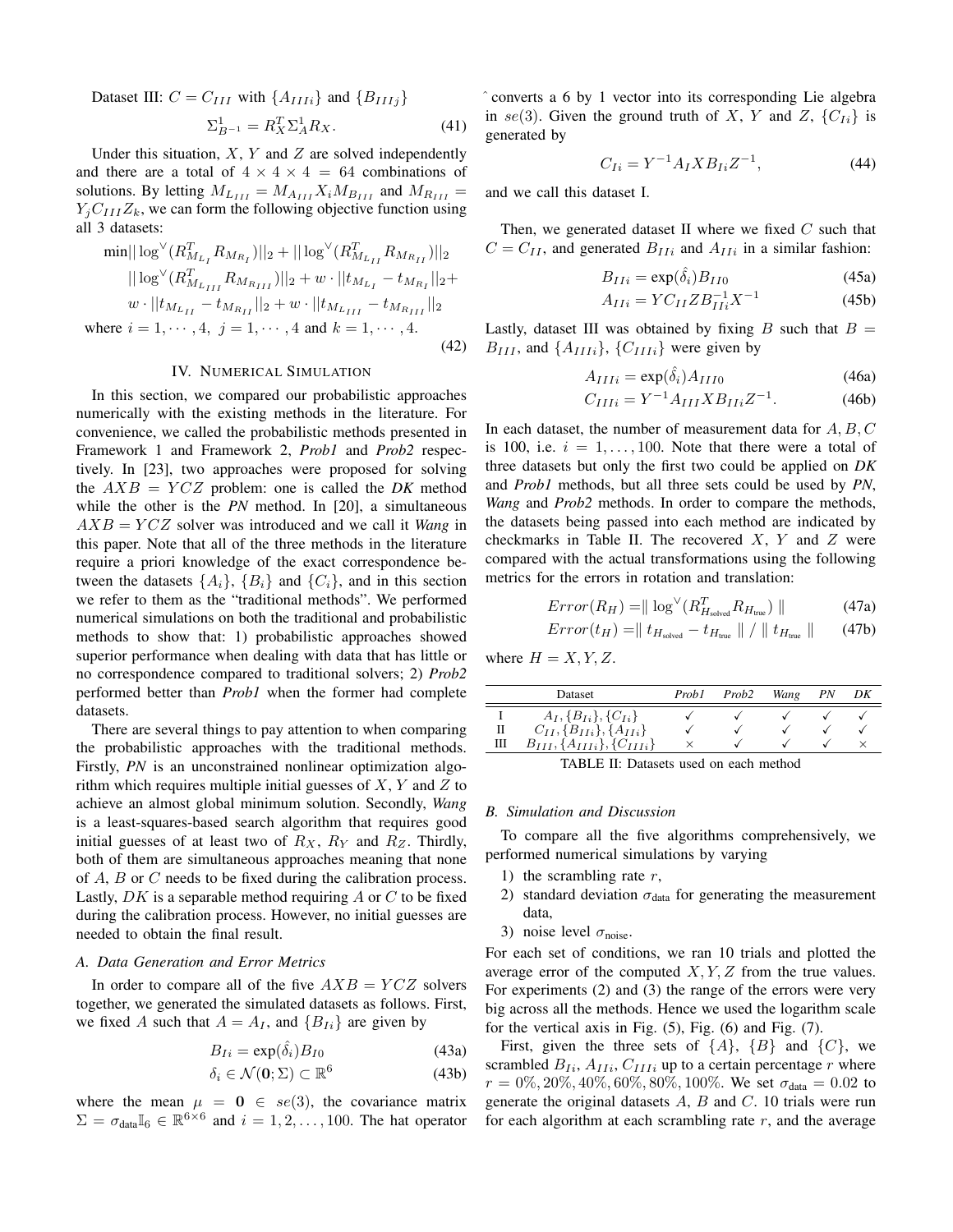Dataset III: $C = C_{III}$ with $\{A_{IIIi}\}$ and $\{B_{IIIj}\}$

$$\Sigma^1_{B^{-1}} = R_X^T \Sigma^1_A R_X. \tag{41}$$

Under this situation, $X$, $Y$ and $Z$ are solved independently and there are a total of $4 \times 4 \times 4 = 64$ combinations of solutions. By letting $M_{L_{III}} = M_{A_{III}} X_i M_{B_{III}}$ and $M_{R_{III}} = Y_j C_{III} Z_k$, we can form the following objective function using all 3 datasets:

$$\begin{aligned}
\min || \log^\vee(R^T_{M_{L_I}} R_{M_{R_I}})||_2 + || \log^\vee(R^T_{M_{L_{II}}} R_{M_{R_{II}}})||_2 \\
|| \log^\vee(R^T_{M_{L_{III}}} R_{M_{R_{III}}})||_2 + w \cdot ||t_{M_{L_I}} - t_{M_{R_I}}||_2 + \\
w \cdot ||t_{M_{L_{II}}} - t_{M_{R_{II}}}||_2 + w \cdot ||t_{M_{L_{III}}} - t_{M_{R_{III}}}||_2 \\
\text{where } i = 1, \cdots, 4, \ j = 1, \cdots, 4 \text{ and } k = 1, \cdots, 4.
\end{aligned} \tag{42}$$

## IV. Numerical Simulation

In this section, we compared our probabilistic approaches numerically with the existing methods in the literature. For convenience, we called the probabilistic methods presented in Framework 1 and Framework 2, ***Prob1*** and ***Prob2*** respectively. In [23], two approaches were proposed for solving the $AXB = YCZ$ problem: one is called the ***DK*** method while the other is the ***PN*** method. In [20], a simultaneous $AXB = YCZ$ solver was introduced and we call it ***Wang*** in this paper. Note that all of the three methods in the literature require a priori knowledge of the exact correspondence between the datasets $\{A_i\}$, $\{B_i\}$ and $\{C_i\}$, and in this section we refer to them as the "traditional methods". We performed numerical simulations on both the traditional and probabilistic methods to show that: 1) probabilistic approaches showed superior performance when dealing with data that has little or no correspondence compared to traditional solvers; 2) ***Prob2*** performed better than ***Prob1*** when the former had complete datasets.

There are several things to pay attention to when comparing the probabilistic approaches with the traditional methods. Firstly, ***PN*** is an unconstrained nonlinear optimization algorithm which requires multiple initial guesses of $X$, $Y$ and $Z$ to achieve an almost global minimum solution. Secondly, ***Wang*** is a least-squares-based search algorithm that requires good initial guesses of at least two of $R_X$, $R_Y$ and $R_Z$. Thirdly, both of them are simultaneous approaches meaning that none of $A$, $B$ or $C$ needs to be fixed during the calibration process. Lastly, $DK$ is a separable method requiring $A$ or $C$ to be fixed during the calibration process. However, no initial guesses are needed to obtain the final result.

### A. Data Generation and Error Metrics

In order to compare all of the five $AXB = YCZ$ solvers together, we generated the simulated datasets as follows. First, we fixed $A$ such that $A = A_I$, and $\{B_{Ii}\}$ are given by

$$B_{Ii} = \exp(\hat{\delta}_i) B_{I0} \tag{43a}$$

$$\delta_i \in \mathcal{N}(\mathbf{0}; \Sigma) \subset \mathbb{R}^6 \tag{43b}$$

where the mean $\mu = \mathbf{0} \in se(3)$, the covariance matrix $\Sigma = \sigma_{\text{data}} \mathbb{I}_6 \in \mathbb{R}^{6\times 6}$ and $i = 1, 2, \ldots, 100$. The hat operator $\hat{}$ converts a 6 by 1 vector into its corresponding Lie algebra in $se(3)$. Given the ground truth of $X$, $Y$ and $Z$, $\{C_{Ii}\}$ is generated by

$$C_{Ii} = Y^{-1} A_I X B_{Ii} Z^{-1}, \tag{44}$$

and we call this dataset I.

Then, we generated dataset II where we fixed $C$ such that $C = C_{II}$, and generated $B_{IIi}$ and $A_{IIi}$ in a similar fashion:

$$B_{IIi} = \exp(\hat{\delta}_i) B_{II0} \tag{45a}$$

$$A_{IIi} = Y C_{II} Z B^{-1}_{IIi} X^{-1} \tag{45b}$$

Lastly, dataset III was obtained by fixing $B$ such that $B = B_{III}$, and $\{A_{IIIi}\}$, $\{C_{IIIi}\}$ were given by

$$A_{IIIi} = \exp(\hat{\delta}_i) A_{III0} \tag{46a}$$

$$C_{IIIi} = Y^{-1} A_{III} X B_{IIIi} Z^{-1}. \tag{46b}$$

In each dataset, the number of measurement data for $A, B, C$ is 100, i.e. $i = 1, \ldots, 100$. Note that there were a total of three datasets but only the first two could be applied on ***DK*** and ***Prob1*** methods, but all three sets could be used by ***PN***, ***Wang*** and ***Prob2*** methods. In order to compare the methods, the datasets being passed into each method are indicated by checkmarks in Table II. The recovered $X$, $Y$ and $Z$ were compared with the actual transformations using the following metrics for the errors in rotation and translation:

$$Error(R_H) = \| \log^\vee(R^T_{H_{\text{solved}}} R_{H_{\text{true}}}) \| \tag{47a}$$

$$Error(t_H) = \| t_{H_{\text{solved}}} - t_{H_{\text{true}}} \| \, / \, \| t_{H_{\text{true}}} \| \tag{47b}$$

where $H = X, Y, Z$.

| | Dataset | *Prob1* | *Prob2* | *Wang* | *PN* | *DK* |
|---|---|---|---|---|---|---|
| I | $A_I, \{B_{Ii}\}, \{C_{Ii}\}$ | ✓ | ✓ | ✓ | ✓ | ✓ |
| II | $C_{II}, \{B_{IIi}\}, \{A_{IIi}\}$ | ✓ | ✓ | ✓ | ✓ | ✓ |
| III | $B_{III}, \{A_{IIIi}\}, \{C_{IIIi}\}$ | × | ✓ | ✓ | ✓ | × |

TABLE II: Datasets used on each method

### B. Simulation and Discussion

To compare all the five algorithms comprehensively, we performed numerical simulations by varying

1) the scrambling rate $r$,
2) standard deviation $\sigma_{\text{data}}$ for generating the measurement data,
3) noise level $\sigma_{\text{noise}}$.

For each set of conditions, we ran 10 trials and plotted the average error of the computed $X, Y, Z$ from the true values. For experiments (2) and (3) the range of the errors were very big across all the methods. Hence we used the logarithm scale for the vertical axis in Fig. (5), Fig. (6) and Fig. (7).

First, given the three sets of $\{A\}$, $\{B\}$ and $\{C\}$, we scrambled $B_{Ii}$, $A_{IIi}$, $C_{IIIi}$ up to a certain percentage $r$ where $r = 0\%, 20\%, 40\%, 60\%, 80\%, 100\%$. We set $\sigma_{\text{data}} = 0.02$ to generate the original datasets $A$, $B$ and $C$. 10 trials were run for each algorithm at each scrambling rate $r$, and the average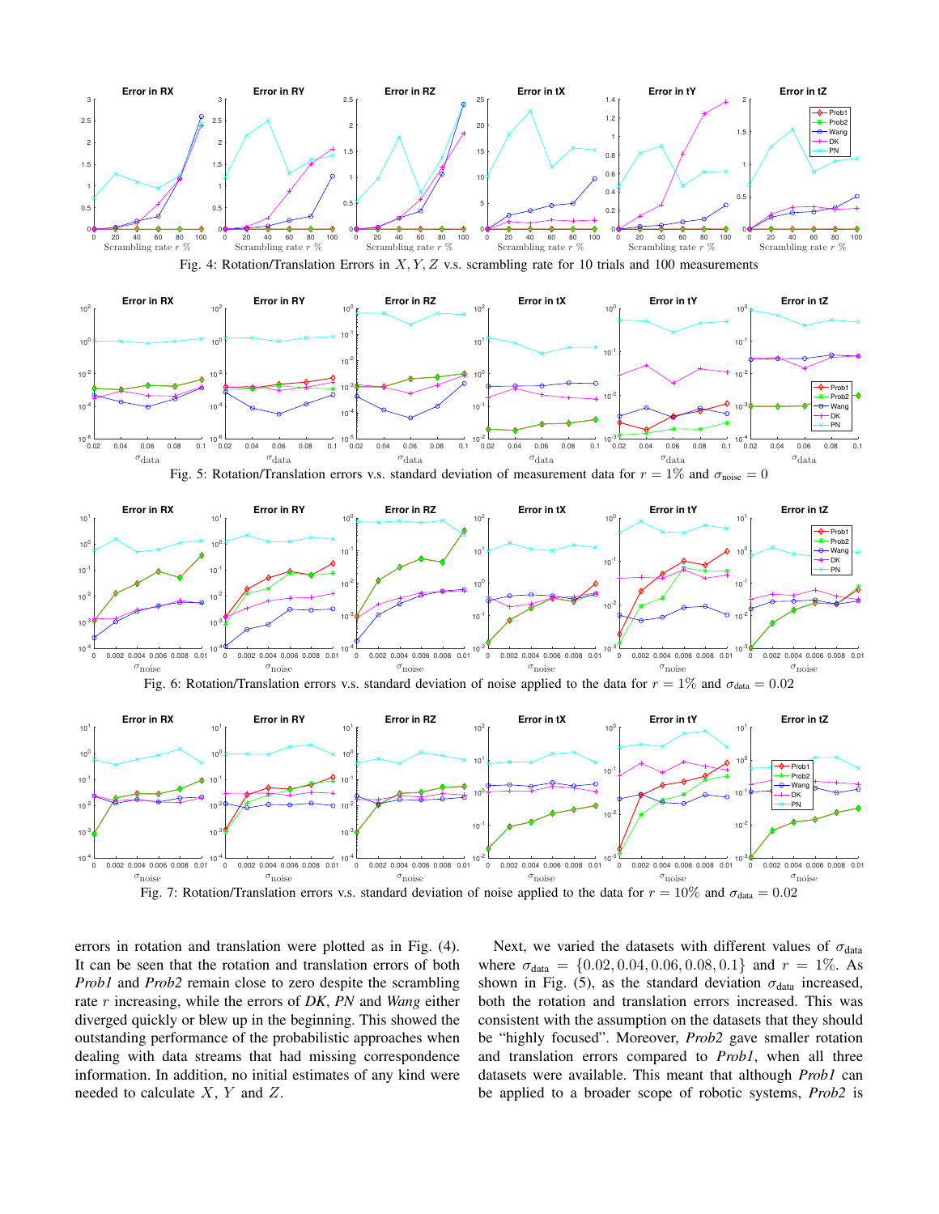Fig. 4: Rotation/Translation Errors in $X, Y, Z$ v.s. scrambling rate for 10 trials and 100 measurements

Fig. 5: Rotation/Translation errors v.s. standard deviation of measurement data for $r = 1\%$ and $\sigma_{\text{noise}} = 0$

Fig. 6: Rotation/Translation errors v.s. standard deviation of noise applied to the data for $r = 1\%$ and $\sigma_{\text{data}} = 0.02$

Fig. 7: Rotation/Translation errors v.s. standard deviation of noise applied to the data for $r = 10\%$ and $\sigma_{\text{data}} = 0.02$

errors in rotation and translation were plotted as in Fig. (4). It can be seen that the rotation and translation errors of both *Prob1* and *Prob2* remain close to zero despite the scrambling rate $r$ increasing, while the errors of *DK*, *PN* and *Wang* either diverged quickly or blew up in the beginning. This showed the outstanding performance of the probabilistic approaches when dealing with data streams that had missing correspondence information. In addition, no initial estimates of any kind were needed to calculate $X$, $Y$ and $Z$.

Next, we varied the datasets with different values of $\sigma_{\text{data}}$ where $\sigma_{\text{data}} = \{0.02, 0.04, 0.06, 0.08, 0.1\}$ and $r = 1\%$. As shown in Fig. (5), as the standard deviation $\sigma_{\text{data}}$ increased, both the rotation and translation errors increased. This was consistent with the assumption on the datasets that they should be "highly focused". Moreover, *Prob2* gave smaller rotation and translation errors compared to *Prob1*, when all three datasets were available. This meant that although *Prob1* can be applied to a broader scope of robotic systems, *Prob2* is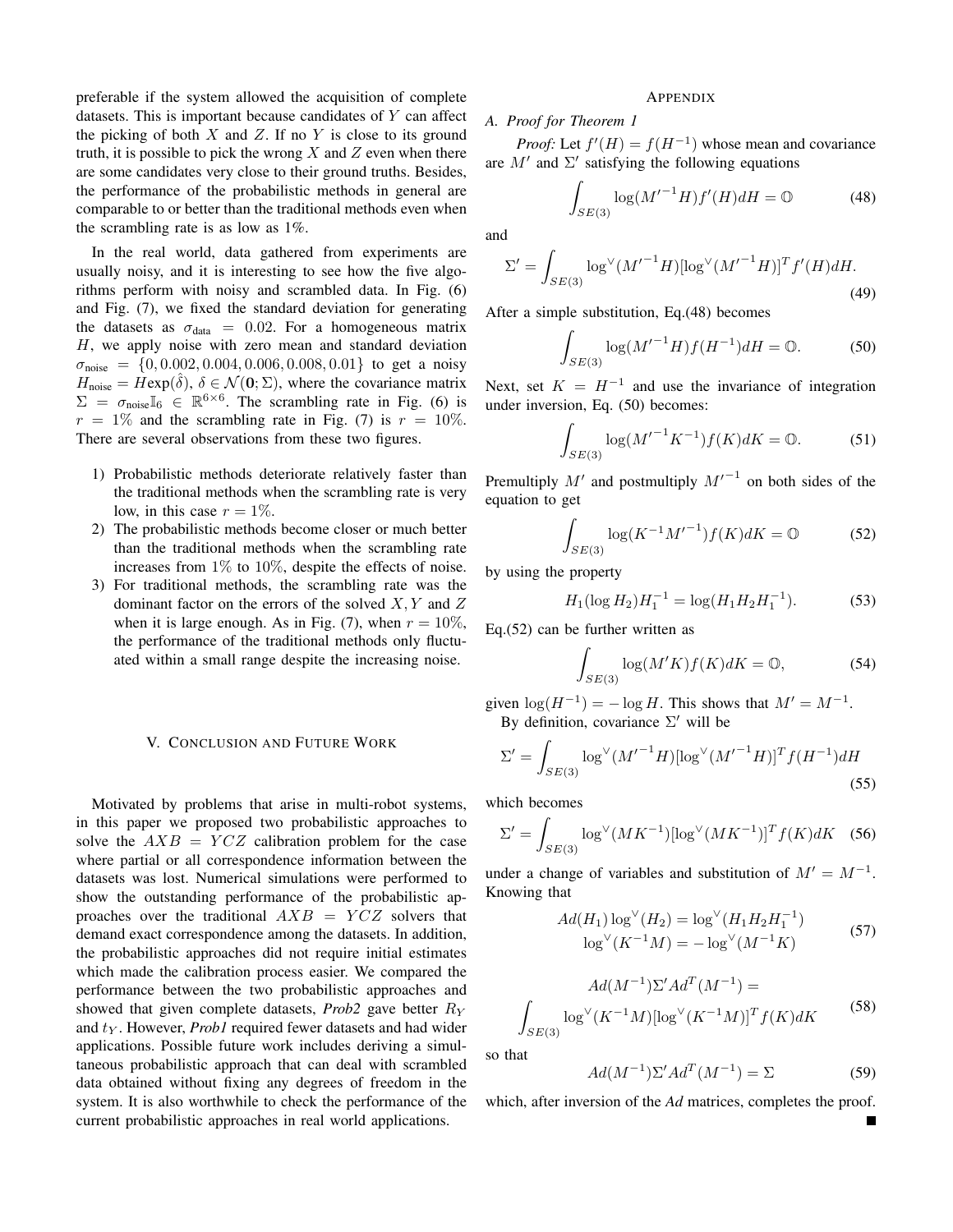preferable if the system allowed the acquisition of complete datasets. This is important because candidates of $Y$ can affect the picking of both $X$ and $Z$. If no $Y$ is close to its ground truth, it is possible to pick the wrong $X$ and $Z$ even when there are some candidates very close to their ground truths. Besides, the performance of the probabilistic methods in general are comparable to or better than the traditional methods even when the scrambling rate is as low as 1%.

In the real world, data gathered from experiments are usually noisy, and it is interesting to see how the five algorithms perform with noisy and scrambled data. In Fig. (6) and Fig. (7), we fixed the standard deviation for generating the datasets as $\sigma_{\text{data}} = 0.02$. For a homogeneous matrix $H$, we apply noise with zero mean and standard deviation $\sigma_{\text{noise}} = \{0, 0.002, 0.004, 0.006, 0.008, 0.01\}$ to get a noisy $H_{\text{noise}} = H\exp(\hat{\delta})$, $\delta \in \mathcal{N}(\mathbf{0}; \Sigma)$, where the covariance matrix $\Sigma = \sigma_{\text{noise}}\mathbb{I}_6 \in \mathbb{R}^{6\times 6}$. The scrambling rate in Fig. (6) is $r = 1\%$ and the scrambling rate in Fig. (7) is $r = 10\%$. There are several observations from these two figures.

1) Probabilistic methods deteriorate relatively faster than the traditional methods when the scrambling rate is very low, in this case $r = 1\%$.
2) The probabilistic methods become closer or much better than the traditional methods when the scrambling rate increases from 1% to 10%, despite the effects of noise.
3) For traditional methods, the scrambling rate was the dominant factor on the errors of the solved $X, Y$ and $Z$ when it is large enough. As in Fig. (7), when $r = 10\%$, the performance of the traditional methods only fluctuated within a small range despite the increasing noise.

## V. Conclusion and Future Work

Motivated by problems that arise in multi-robot systems, in this paper we proposed two probabilistic approaches to solve the $AXB = YCZ$ calibration problem for the case where partial or all correspondence information between the datasets was lost. Numerical simulations were performed to show the outstanding performance of the probabilistic approaches over the traditional $AXB = YCZ$ solvers that demand exact correspondence among the datasets. In addition, the probabilistic approaches did not require initial estimates which made the calibration process easier. We compared the performance between the two probabilistic approaches and showed that given complete datasets, ***Prob2*** gave better $R_Y$ and $t_Y$. However, ***Prob1*** required fewer datasets and had wider applications. Possible future work includes deriving a simultaneous probabilistic approach that can deal with scrambled data obtained without fixing any degrees of freedom in the system. It is also worthwhile to check the performance of the current probabilistic approaches in real world applications.

## Appendix

### A. Proof for Theorem 1

*Proof:* Let $f'(H) = f(H^{-1})$ whose mean and covariance are $M'$ and $\Sigma'$ satisfying the following equations

$$\int_{SE(3)} \log({M'}^{-1}H)f'(H)dH = \mathbb{O} \tag{48}$$

and

$$\Sigma' = \int_{SE(3)} \log^{\vee}({M'}^{-1}H)[\log^{\vee}({M'}^{-1}H)]^T f'(H)dH. \tag{49}$$

After a simple substitution, Eq.(48) becomes

$$\int_{SE(3)} \log({M'}^{-1}H)f(H^{-1})dH = \mathbb{O}. \tag{50}$$

Next, set $K = H^{-1}$ and use the invariance of integration under inversion, Eq. (50) becomes:

$$\int_{SE(3)} \log({M'}^{-1}K^{-1})f(K)dK = \mathbb{O}. \tag{51}$$

Premultiply $M'$ and postmultiply ${M'}^{-1}$ on both sides of the equation to get

$$\int_{SE(3)} \log(K^{-1}{M'}^{-1})f(K)dK = \mathbb{O} \tag{52}$$

by using the property

$$H_1(\log H_2)H_1^{-1} = \log(H_1H_2H_1^{-1}). \tag{53}$$

Eq.(52) can be further written as

$$\int_{SE(3)} \log(M'K)f(K)dK = \mathbb{O}, \tag{54}$$

given $\log(H^{-1}) = -\log H$. This shows that $M' = M^{-1}$.

By definition, covariance $\Sigma'$ will be

$$\Sigma' = \int_{SE(3)} \log^{\vee}({M'}^{-1}H)[\log^{\vee}({M'}^{-1}H)]^T f(H^{-1})dH \tag{55}$$

which becomes

$$\Sigma' = \int_{SE(3)} \log^{\vee}(MK^{-1})[\log^{\vee}(MK^{-1})]^T f(K)dK \tag{56}$$

under a change of variables and substitution of $M' = M^{-1}$. Knowing that

$$\begin{aligned} Ad(H_1)\log^{\vee}(H_2) &= \log^{\vee}(H_1H_2H_1^{-1}) \\ \log^{\vee}(K^{-1}M) &= -\log^{\vee}(M^{-1}K) \end{aligned} \tag{57}$$

$$\begin{aligned} &Ad(M^{-1})\Sigma' Ad^T(M^{-1}) = \\ &\int_{SE(3)} \log^{\vee}(K^{-1}M)[\log^{\vee}(K^{-1}M)]^T f(K)dK \end{aligned} \tag{58}$$

so that

$$Ad(M^{-1})\Sigma' Ad^T(M^{-1}) = \Sigma \tag{59}$$

which, after inversion of the *Ad* matrices, completes the proof. ■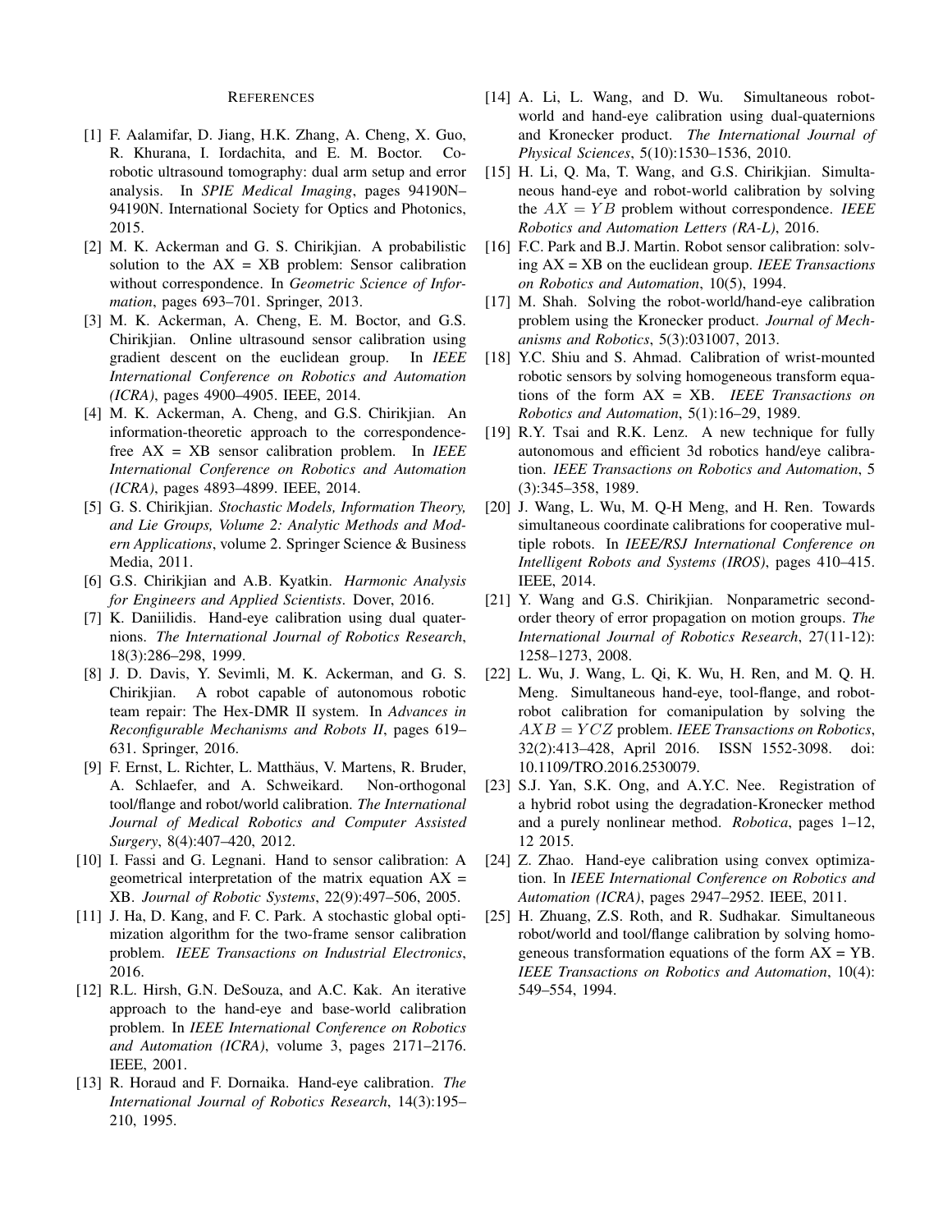# References

[1] F. Aalamifar, D. Jiang, H.K. Zhang, A. Cheng, X. Guo, R. Khurana, I. Iordachita, and E. M. Boctor. Co-robotic ultrasound tomography: dual arm setup and error analysis. In *SPIE Medical Imaging*, pages 94190N–94190N. International Society for Optics and Photonics, 2015.

[2] M. K. Ackerman and G. S. Chirikjian. A probabilistic solution to the AX = XB problem: Sensor calibration without correspondence. In *Geometric Science of Information*, pages 693–701. Springer, 2013.

[3] M. K. Ackerman, A. Cheng, E. M. Boctor, and G.S. Chirikjian. Online ultrasound sensor calibration using gradient descent on the euclidean group. In *IEEE International Conference on Robotics and Automation (ICRA)*, pages 4900–4905. IEEE, 2014.

[4] M. K. Ackerman, A. Cheng, and G.S. Chirikjian. An information-theoretic approach to the correspondence-free AX = XB sensor calibration problem. In *IEEE International Conference on Robotics and Automation (ICRA)*, pages 4893–4899. IEEE, 2014.

[5] G. S. Chirikjian. *Stochastic Models, Information Theory, and Lie Groups, Volume 2: Analytic Methods and Modern Applications*, volume 2. Springer Science & Business Media, 2011.

[6] G.S. Chirikjian and A.B. Kyatkin. *Harmonic Analysis for Engineers and Applied Scientists*. Dover, 2016.

[7] K. Daniilidis. Hand-eye calibration using dual quaternions. *The International Journal of Robotics Research*, 18(3):286–298, 1999.

[8] J. D. Davis, Y. Sevimli, M. K. Ackerman, and G. S. Chirikjian. A robot capable of autonomous robotic team repair: The Hex-DMR II system. In *Advances in Reconfigurable Mechanisms and Robots II*, pages 619–631. Springer, 2016.

[9] F. Ernst, L. Richter, L. Matthäus, V. Martens, R. Bruder, A. Schlaefer, and A. Schweikard. Non-orthogonal tool/flange and robot/world calibration. *The International Journal of Medical Robotics and Computer Assisted Surgery*, 8(4):407–420, 2012.

[10] I. Fassi and G. Legnani. Hand to sensor calibration: A geometrical interpretation of the matrix equation AX = XB. *Journal of Robotic Systems*, 22(9):497–506, 2005.

[11] J. Ha, D. Kang, and F. C. Park. A stochastic global optimization algorithm for the two-frame sensor calibration problem. *IEEE Transactions on Industrial Electronics*, 2016.

[12] R.L. Hirsh, G.N. DeSouza, and A.C. Kak. An iterative approach to the hand-eye and base-world calibration problem. In *IEEE International Conference on Robotics and Automation (ICRA)*, volume 3, pages 2171–2176. IEEE, 2001.

[13] R. Horaud and F. Dornaika. Hand-eye calibration. *The International Journal of Robotics Research*, 14(3):195–210, 1995.

[14] A. Li, L. Wang, and D. Wu. Simultaneous robot-world and hand-eye calibration using dual-quaternions and Kronecker product. *The International Journal of Physical Sciences*, 5(10):1530–1536, 2010.

[15] H. Li, Q. Ma, T. Wang, and G.S. Chirikjian. Simultaneous hand-eye and robot-world calibration by solving the $AX = YB$ problem without correspondence. *IEEE Robotics and Automation Letters (RA-L)*, 2016.

[16] F.C. Park and B.J. Martin. Robot sensor calibration: solving AX = XB on the euclidean group. *IEEE Transactions on Robotics and Automation*, 10(5), 1994.

[17] M. Shah. Solving the robot-world/hand-eye calibration problem using the Kronecker product. *Journal of Mechanisms and Robotics*, 5(3):031007, 2013.

[18] Y.C. Shiu and S. Ahmad. Calibration of wrist-mounted robotic sensors by solving homogeneous transform equations of the form AX = XB. *IEEE Transactions on Robotics and Automation*, 5(1):16–29, 1989.

[19] R.Y. Tsai and R.K. Lenz. A new technique for fully autonomous and efficient 3d robotics hand/eye calibration. *IEEE Transactions on Robotics and Automation*, 5 (3):345–358, 1989.

[20] J. Wang, L. Wu, M. Q-H Meng, and H. Ren. Towards simultaneous coordinate calibrations for cooperative multiple robots. In *IEEE/RSJ International Conference on Intelligent Robots and Systems (IROS)*, pages 410–415. IEEE, 2014.

[21] Y. Wang and G.S. Chirikjian. Nonparametric second-order theory of error propagation on motion groups. *The International Journal of Robotics Research*, 27(11-12): 1258–1273, 2008.

[22] L. Wu, J. Wang, L. Qi, K. Wu, H. Ren, and M. Q. H. Meng. Simultaneous hand-eye, tool-flange, and robot-robot calibration for comanipulation by solving the $AXB = YCZ$ problem. *IEEE Transactions on Robotics*, 32(2):413–428, April 2016. ISSN 1552-3098. doi: 10.1109/TRO.2016.2530079.

[23] S.J. Yan, S.K. Ong, and A.Y.C. Nee. Registration of a hybrid robot using the degradation-Kronecker method and a purely nonlinear method. *Robotica*, pages 1–12, 12 2015.

[24] Z. Zhao. Hand-eye calibration using convex optimization. In *IEEE International Conference on Robotics and Automation (ICRA)*, pages 2947–2952. IEEE, 2011.

[25] H. Zhuang, Z.S. Roth, and R. Sudhakar. Simultaneous robot/world and tool/flange calibration by solving homogeneous transformation equations of the form AX = YB. *IEEE Transactions on Robotics and Automation*, 10(4): 549–554, 1994.